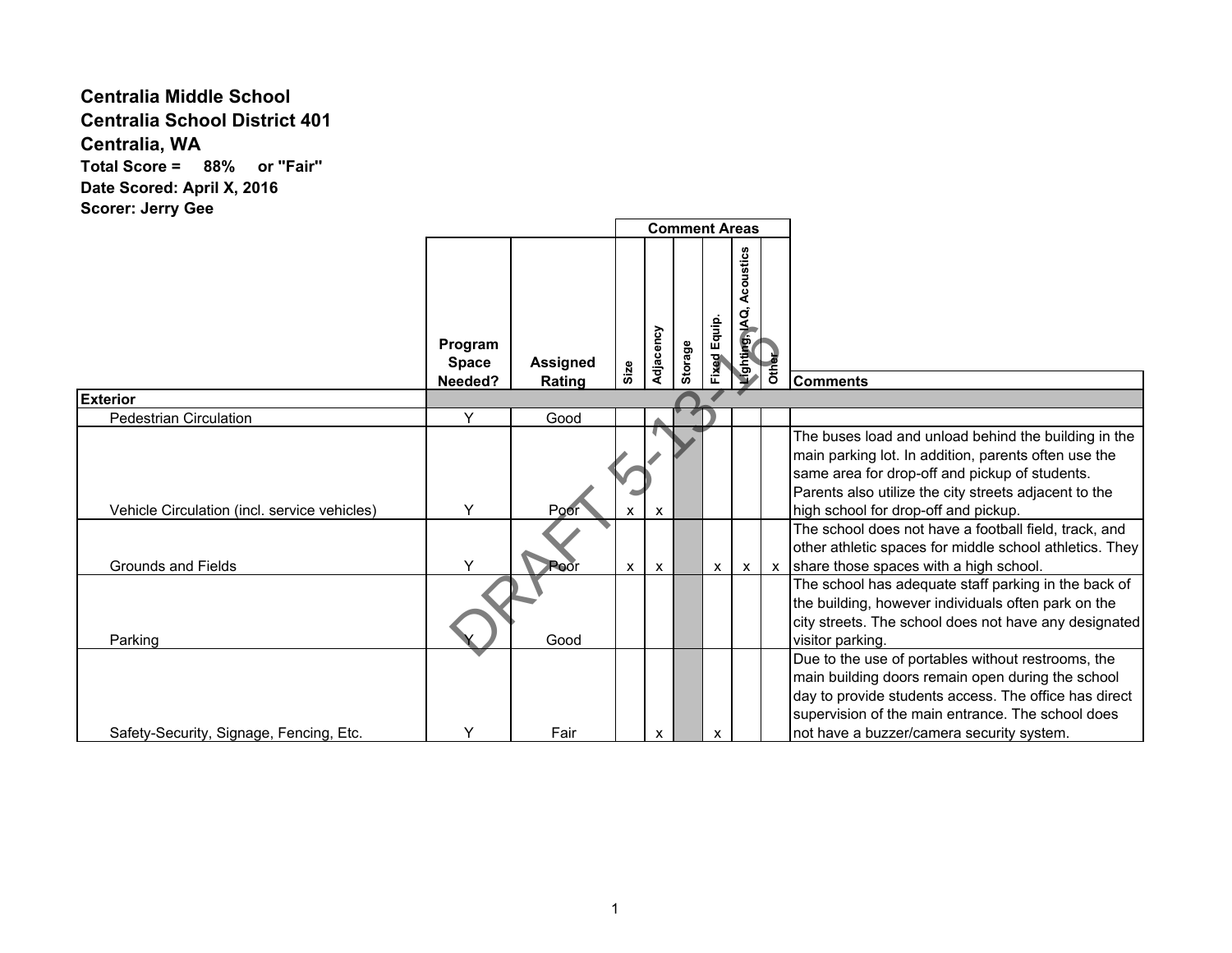**Centralia Middle School**
**Centralia School District 401**
**Centralia, WA**
**Total Score = 88% or "Fair"**
**Date Scored: April X, 2016**
**Scorer: Jerry Gee**

DRAFT 5-13-16

| | Program Space Needed? | Assigned Rating | Comment Areas | | | | | | Comments |
|---|---|---|---|---|---|---|---|---|---|
| | | | Size | Adjacency | Storage | Fixed Equip. | Lighting, IAQ, Acoustics | Other | |
| **Exterior** | | | | | | | | | |
| Pedestrian Circulation | Y | Good | | | | | | | |
| Vehicle Circulation (incl. service vehicles) | Y | Poor | x | x | | | | | The buses load and unload behind the building in the main parking lot. In addition, parents often use the same area for drop-off and pickup of students. Parents also utilize the city streets adjacent to the high school for drop-off and pickup. |
| Grounds and Fields | Y | Poor | x | x | | x | x | x | The school does not have a football field, track, and other athletic spaces for middle school athletics. They share those spaces with a high school. |
| Parking | Y | Good | | | | | | | The school has adequate staff parking in the back of the building, however individuals often park on the city streets. The school does not have any designated visitor parking. |
| Safety-Security, Signage, Fencing, Etc. | Y | Fair | | x | | x | | | Due to the use of portables without restrooms, the main building doors remain open during the school day to provide students access. The office has direct supervision of the main entrance. The school does not have a buzzer/camera security system. |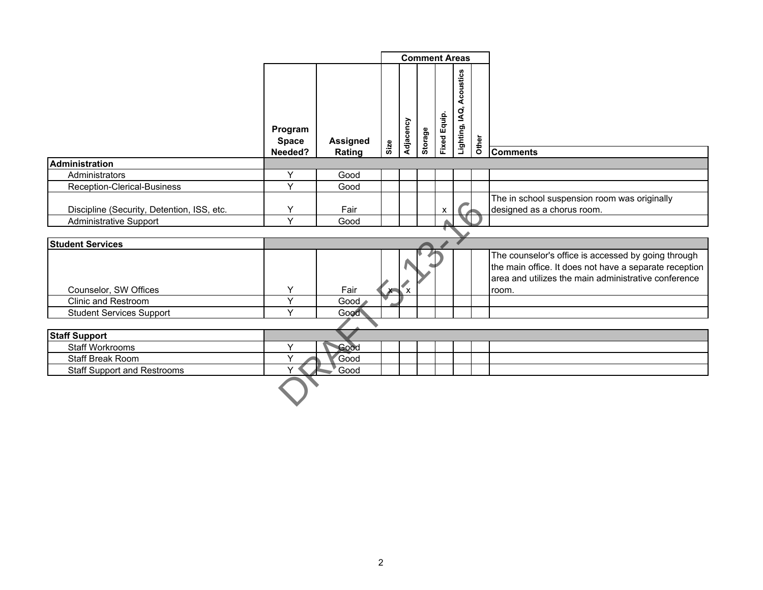| | Program Space Needed? | Assigned Rating | Comment Areas | | | | | | Comments |
|---|---|---|---|---|---|---|---|---|---|
| | | | Size | Adjacency | Storage | Fixed Equip. | Lighting, IAQ, Acoustics | Other | |
| **Administration** | | | | | | | | | |
| Administrators | Y | Good | | | | | | | |
| Reception-Clerical-Business | Y | Good | | | | | | | |
| Discipline (Security, Detention, ISS, etc. | Y | Fair | | | | x | | | The in school suspension room was originally designed as a chorus room. |
| Administrative Support | Y | Good | | | | | | | |
| **Student Services** | | | | | | | | | |
| Counselor, SW Offices | Y | Fair | x | x | | | | | The counselor's office is accessed by going through the main office. It does not have a separate reception area and utilizes the main administrative conference room. |
| Clinic and Restroom | Y | Good | | | | | | | |
| Student Services Support | Y | Good | | | | | | | |
| **Staff Support** | | | | | | | | | |
| Staff Workrooms | Y | Good | | | | | | | |
| Staff Break Room | Y | Good | | | | | | | |
| Staff Support and Restrooms | Y | Good | | | | | | | |

DRAFT 5-13-16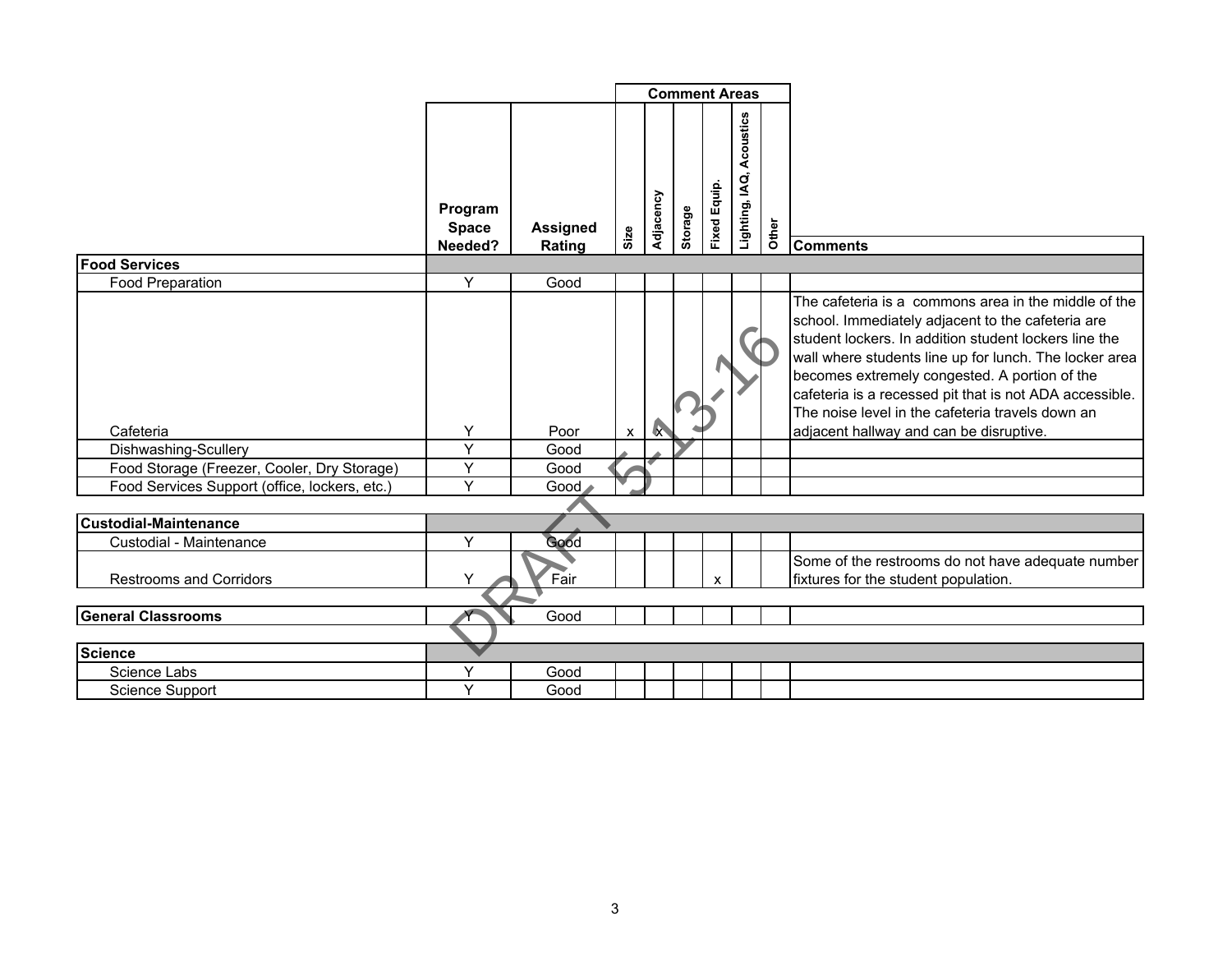| | Program Space Needed? | Assigned Rating | Comment Areas | | | | | | Comments |
|---|---|---|---|---|---|---|---|---|---|
| | | | Size | Adjacency | Storage | Fixed Equip. | Lighting, IAQ, Acoustics | Other | |
| **Food Services** | | | | | | | | | |
| Food Preparation | Y | Good | | | | | | | |
| Cafeteria | Y | Poor | x | x | | | | | The cafeteria is a commons area in the middle of the school. Immediately adjacent to the cafeteria are student lockers. In addition student lockers line the wall where students line up for lunch. The locker area becomes extremely congested. A portion of the cafeteria is a recessed pit that is not ADA accessible. The noise level in the cafeteria travels down an adjacent hallway and can be disruptive. |
| Dishwashing-Scullery | Y | Good | | | | | | | |
| Food Storage (Freezer, Cooler, Dry Storage) | Y | Good | | | | | | | |
| Food Services Support (office, lockers, etc.) | Y | Good | | | | | | | |
| **Custodial-Maintenance** | | | | | | | | | |
| Custodial - Maintenance | Y | Good | | | | | | | |
| Restrooms and Corridors | Y | Fair | | | | x | | | Some of the restrooms do not have adequate number fixtures for the student population. |
| **General Classrooms** | Y | Good | | | | | | | |
| **Science** | | | | | | | | | |
| Science Labs | Y | Good | | | | | | | |
| Science Support | Y | Good | | | | | | | |

DRAFT 5-13-16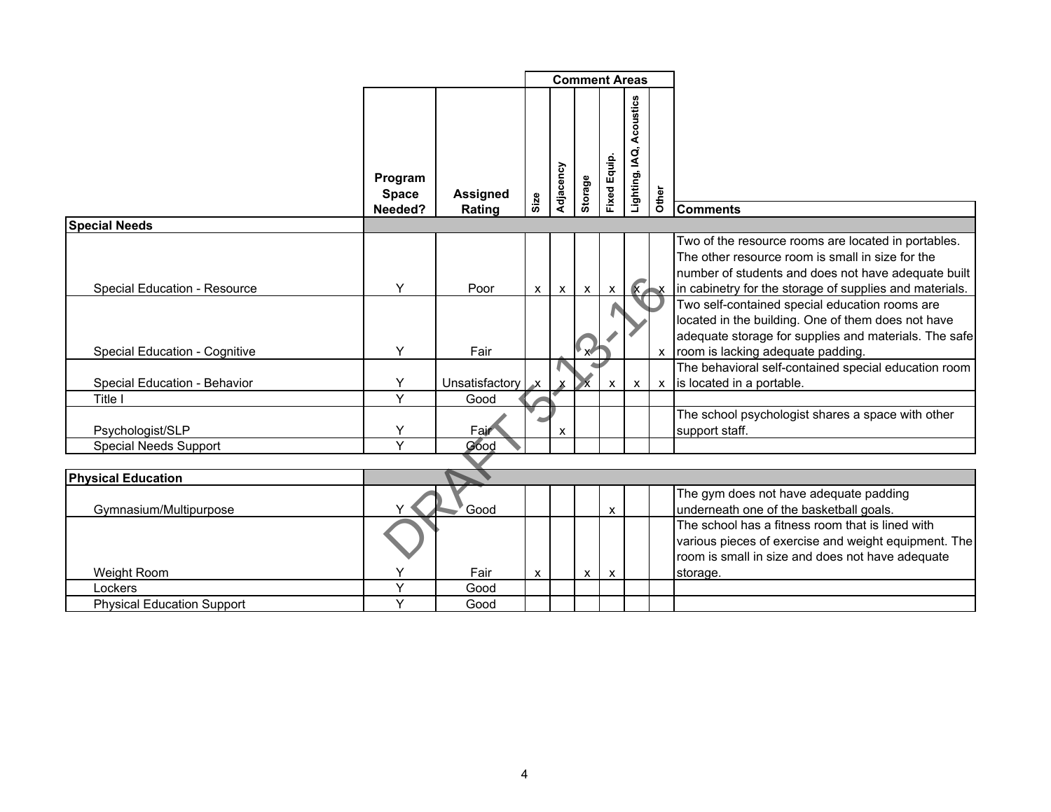| | Program Space Needed? | Assigned Rating | Comment Areas | | | | | | Comments |
|---|---|---|---|---|---|---|---|---|---|
| | | | Size | Adjacency | Storage | Fixed Equip. | Lighting, IAQ, Acoustics | Other | |
| **Special Needs** | | | | | | | | | |
| Special Education - Resource | Y | Poor | x | x | x | x | x | x | Two of the resource rooms are located in portables. The other resource room is small in size for the number of students and does not have adequate built in cabinetry for the storage of supplies and materials. |
| Special Education - Cognitive | Y | Fair | | | x | | | x | Two self-contained special education rooms are located in the building. One of them does not have adequate storage for supplies and materials. The safe room is lacking adequate padding. |
| Special Education - Behavior | Y | Unsatisfactory | x | x | x | x | x | x | The behavioral self-contained special education room is located in a portable. |
| Title I | Y | Good | | | | | | | |
| Psychologist/SLP | Y | Fair | | x | | | | | The school psychologist shares a space with other support staff. |
| Special Needs Support | Y | Good | | | | | | | |
| **Physical Education** | | | | | | | | | |
| Gymnasium/Multipurpose | Y | Good | | | | x | | | The gym does not have adequate padding underneath one of the basketball goals. |
| Weight Room | Y | Fair | x | | x | x | | | The school has a fitness room that is lined with various pieces of exercise and weight equipment. The room is small in size and does not have adequate storage. |
| Lockers | Y | Good | | | | | | | |
| Physical Education Support | Y | Good | | | | | | | |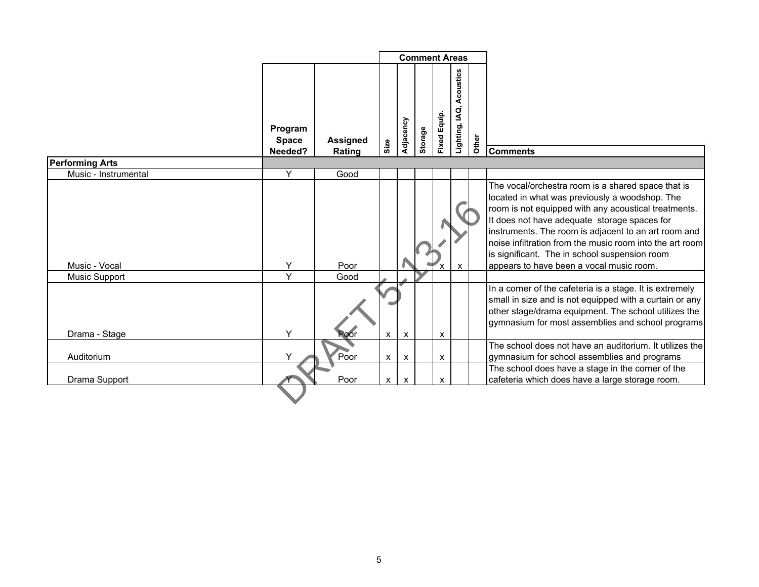| | Program Space Needed? | Assigned Rating | Comment Areas | | | | | | Comments |
|---|---|---|---|---|---|---|---|---|---|
| | | | Size | Adjacency | Storage | Fixed Equip. | Lighting, IAQ, Acoustics | Other | |
| **Performing Arts** | | | | | | | | | |
| Music - Instrumental | Y | Good | | | | | | | |
| Music - Vocal | Y | Poor | | | | x | x | | The vocal/orchestra room is a shared space that is located in what was previously a woodshop. The room is not equipped with any acoustical treatments. It does not have adequate storage spaces for instruments. The room is adjacent to an art room and noise infiltration from the music room into the art room is significant. The in school suspension room appears to have been a vocal music room. |
| Music Support | Y | Good | | | | | | | |
| Drama - Stage | Y | Poor | x | x | | x | | | In a corner of the cafeteria is a stage. It is extremely small in size and is not equipped with a curtain or any other stage/drama equipment. The school utilizes the gymnasium for most assemblies and school programs |
| Auditorium | Y | Poor | x | x | | x | | | The school does not have an auditorium. It utilizes the gymnasium for school assemblies and programs |
| Drama Support | Y | Poor | x | x | | x | | | The school does have a stage in the corner of the cafeteria which does have a large storage room. |

DRAFT 5-13-16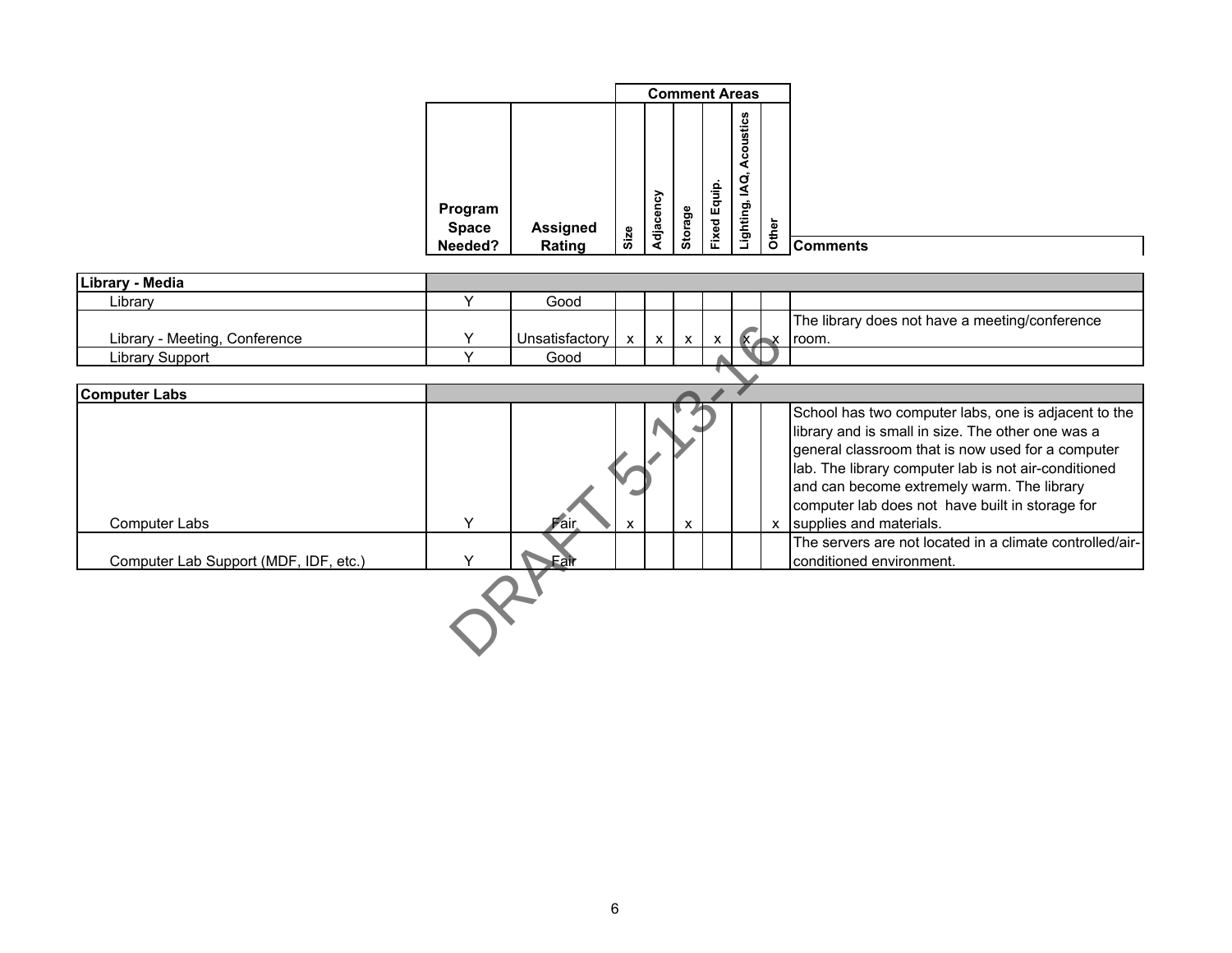|  | Program Space Needed? | Assigned Rating | Comment Areas |  |  |  |  |  | Comments |
|---|---|---|---|---|---|---|---|---|---|
|  |  |  | Size | Adjacency | Storage | Fixed Equip. | Lighting, IAQ, Acoustics | Other |  |
| **Library - Media** |  |  |  |  |  |  |  |  |  |
| Library | Y | Good |  |  |  |  |  |  |  |
| Library - Meeting, Conference | Y | Unsatisfactory | x | x | x | x | x | x | The library does not have a meeting/conference room. |
| Library Support | Y | Good |  |  |  |  |  |  |  |
| **Computer Labs** |  |  |  |  |  |  |  |  |  |
| Computer Labs | Y | Fair | x |  | x |  |  | x | School has two computer labs, one is adjacent to the library and is small in size. The other one was a general classroom that is now used for a computer lab. The library computer lab is not air-conditioned and can become extremely warm. The library computer lab does not have built in storage for supplies and materials. |
| Computer Lab Support (MDF, IDF, etc.) | Y | Fair |  |  |  |  |  |  | The servers are not located in a climate controlled/air-conditioned environment. |

DRAFT 5-13-16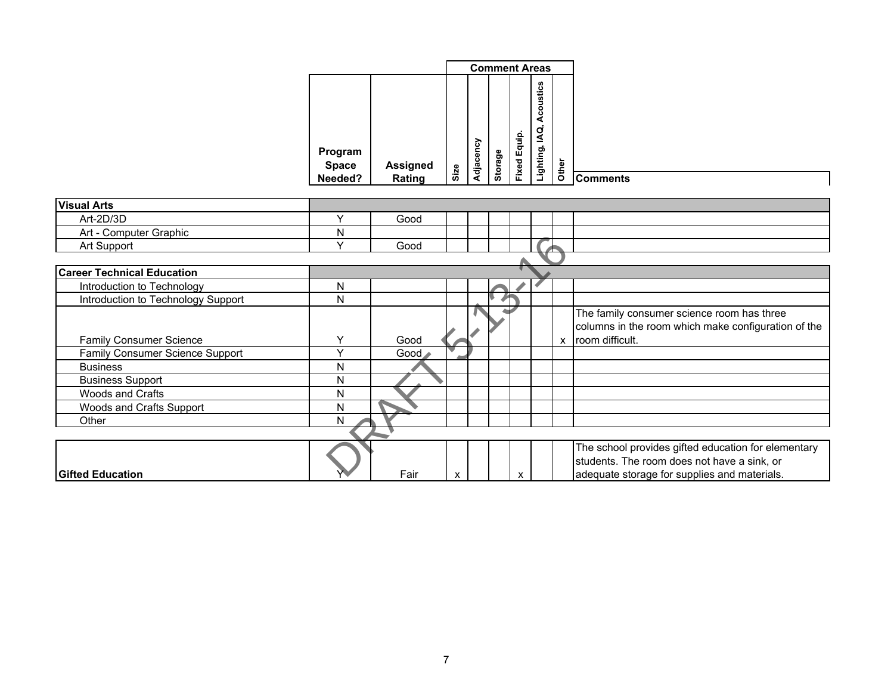| | Program Space Needed? | Assigned Rating | Comment Areas | | | | | | Comments |
|---|---|---|---|---|---|---|---|---|---|
| | | | Size | Adjacency | Storage | Fixed Equip. | Lighting, IAQ, Acoustics | Other | |
| **Visual Arts** | | | | | | | | | |
| Art-2D/3D | Y | Good | | | | | | | |
| Art - Computer Graphic | N | | | | | | | | |
| Art Support | Y | Good | | | | | | | |
| **Career Technical Education** | | | | | | | | | |
| Introduction to Technology | N | | | | | | | | |
| Introduction to Technology Support | N | | | | | | | | |
| Family Consumer Science | Y | Good | | | | | | x | The family consumer science room has three columns in the room which make configuration of the room difficult. |
| Family Consumer Science Support | Y | Good | | | | | | | |
| Business | N | | | | | | | | |
| Business Support | N | | | | | | | | |
| Woods and Crafts | N | | | | | | | | |
| Woods and Crafts Support | N | | | | | | | | |
| Other | N | | | | | | | | |
| **Gifted Education** | Y | Fair | x | | | x | | | The school provides gifted education for elementary students. The room does not have a sink, or adequate storage for supplies and materials. |

DRAFT 5-13-16